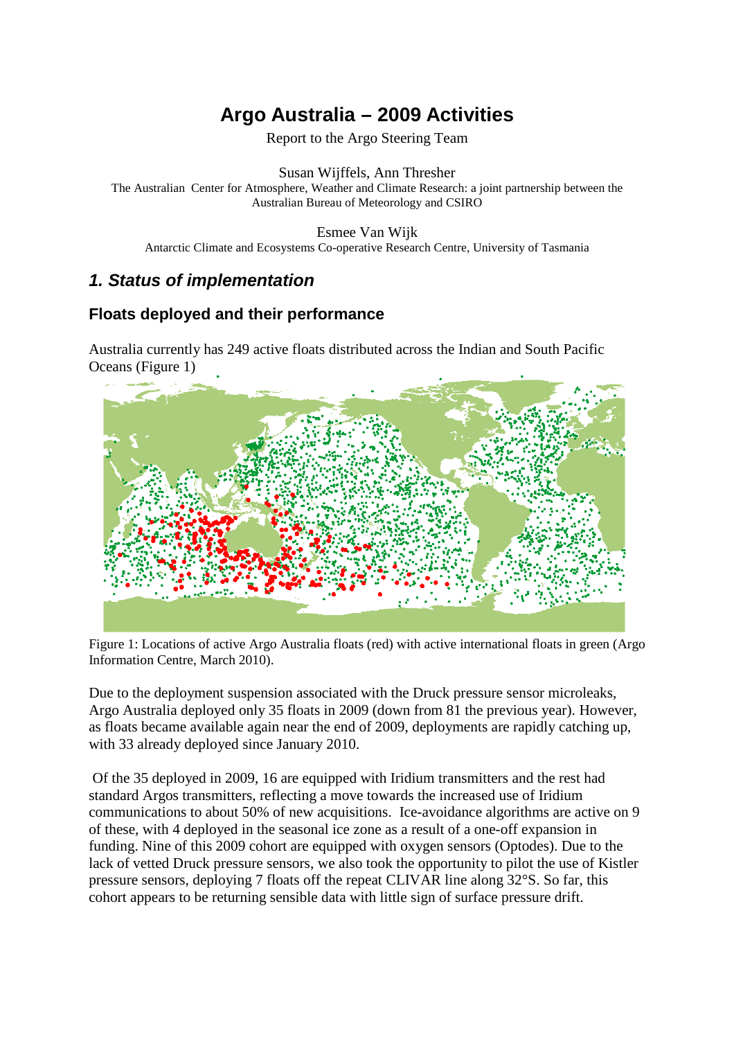# Argo Australia – 2009 Activities

Report to the Argo Steering Team

Susan Wijffels, Ann Thresher
The Australian Center for Atmosphere, Weather and Climate Research: a joint partnership between the Australian Bureau of Meteorology and CSIRO

Esmee Van Wijk
Antarctic Climate and Ecosystems Co-operative Research Centre, University of Tasmania

## *1. Status of implementation*

### Floats deployed and their performance

Australia currently has 249 active floats distributed across the Indian and South Pacific Oceans (Figure 1)

Figure 1: Locations of active Argo Australia floats (red) with active international floats in green (Argo Information Centre, March 2010).

Due to the deployment suspension associated with the Druck pressure sensor microleaks, Argo Australia deployed only 35 floats in 2009 (down from 81 the previous year). However, as floats became available again near the end of 2009, deployments are rapidly catching up, with 33 already deployed since January 2010.

Of the 35 deployed in 2009, 16 are equipped with Iridium transmitters and the rest had standard Argos transmitters, reflecting a move towards the increased use of Iridium communications to about 50% of new acquisitions. Ice-avoidance algorithms are active on 9 of these, with 4 deployed in the seasonal ice zone as a result of a one-off expansion in funding. Nine of this 2009 cohort are equipped with oxygen sensors (Optodes). Due to the lack of vetted Druck pressure sensors, we also took the opportunity to pilot the use of Kistler pressure sensors, deploying 7 floats off the repeat CLIVAR line along 32°S. So far, this cohort appears to be returning sensible data with little sign of surface pressure drift.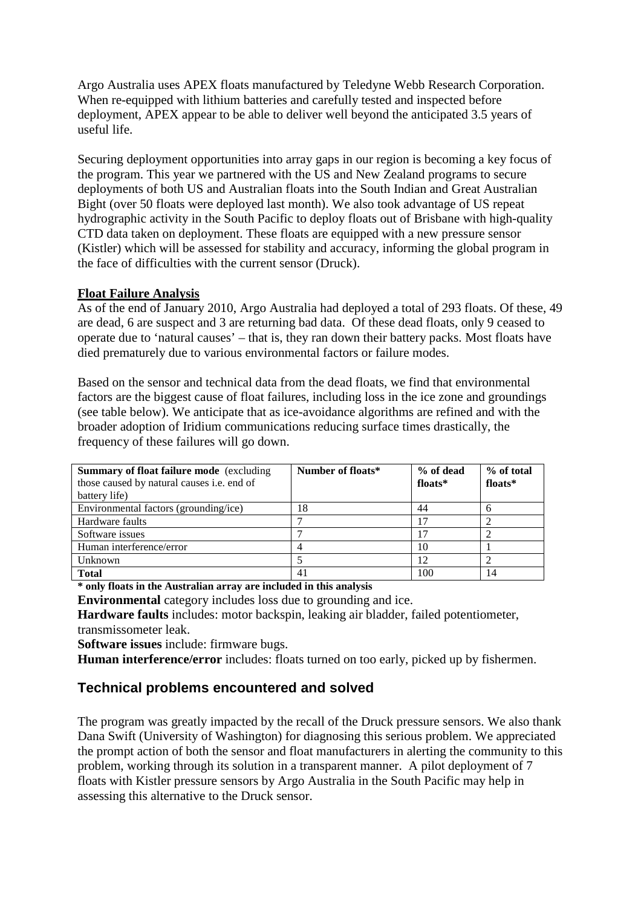Argo Australia uses APEX floats manufactured by Teledyne Webb Research Corporation. When re-equipped with lithium batteries and carefully tested and inspected before deployment, APEX appear to be able to deliver well beyond the anticipated 3.5 years of useful life.

Securing deployment opportunities into array gaps in our region is becoming a key focus of the program. This year we partnered with the US and New Zealand programs to secure deployments of both US and Australian floats into the South Indian and Great Australian Bight (over 50 floats were deployed last month). We also took advantage of US repeat hydrographic activity in the South Pacific to deploy floats out of Brisbane with high-quality CTD data taken on deployment. These floats are equipped with a new pressure sensor (Kistler) which will be assessed for stability and accuracy, informing the global program in the face of difficulties with the current sensor (Druck).

**Float Failure Analysis**

As of the end of January 2010, Argo Australia had deployed a total of 293 floats. Of these, 49 are dead, 6 are suspect and 3 are returning bad data. Of these dead floats, only 9 ceased to operate due to 'natural causes' – that is, they ran down their battery packs. Most floats have died prematurely due to various environmental factors or failure modes.

Based on the sensor and technical data from the dead floats, we find that environmental factors are the biggest cause of float failures, including loss in the ice zone and groundings (see table below). We anticipate that as ice-avoidance algorithms are refined and with the broader adoption of Iridium communications reducing surface times drastically, the frequency of these failures will go down.

| **Summary of float failure mode** (excluding those caused by natural causes i.e. end of battery life) | **Number of floats*** | **% of dead floats*** | **% of total floats*** |
|---|---|---|---|
| Environmental factors (grounding/ice) | 18 | 44 | 6 |
| Hardware faults | 7 | 17 | 2 |
| Software issues | 7 | 17 | 2 |
| Human interference/error | 4 | 10 | 1 |
| Unknown | 5 | 12 | 2 |
| **Total** | 41 | 100 | 14 |

**\* only floats in the Australian array are included in this analysis**

**Environmental** category includes loss due to grounding and ice.

**Hardware faults** includes: motor backspin, leaking air bladder, failed potentiometer, transmissometer leak.

**Software issues** include: firmware bugs.

**Human interference/error** includes: floats turned on too early, picked up by fishermen.

## Technical problems encountered and solved

The program was greatly impacted by the recall of the Druck pressure sensors. We also thank Dana Swift (University of Washington) for diagnosing this serious problem. We appreciated the prompt action of both the sensor and float manufacturers in alerting the community to this problem, working through its solution in a transparent manner. A pilot deployment of 7 floats with Kistler pressure sensors by Argo Australia in the South Pacific may help in assessing this alternative to the Druck sensor.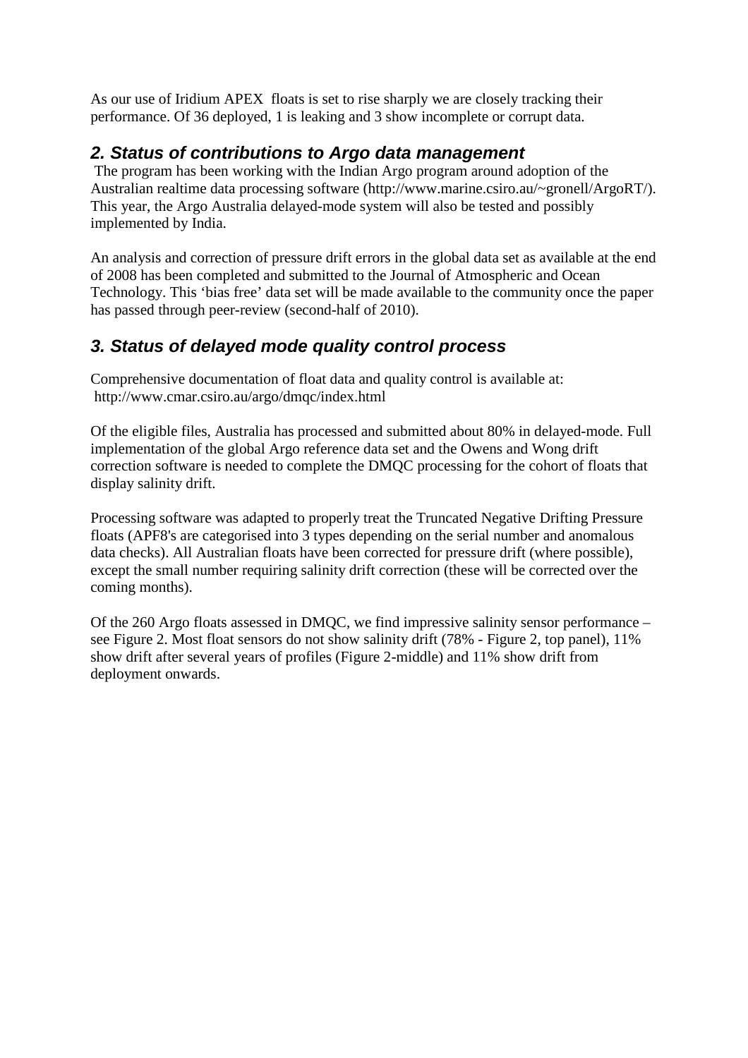As our use of Iridium APEX floats is set to rise sharply we are closely tracking their performance. Of 36 deployed, 1 is leaking and 3 show incomplete or corrupt data.

## 2. Status of contributions to Argo data management

The program has been working with the Indian Argo program around adoption of the Australian realtime data processing software (http://www.marine.csiro.au/~gronell/ArgoRT/). This year, the Argo Australia delayed-mode system will also be tested and possibly implemented by India.

An analysis and correction of pressure drift errors in the global data set as available at the end of 2008 has been completed and submitted to the Journal of Atmospheric and Ocean Technology. This 'bias free' data set will be made available to the community once the paper has passed through peer-review (second-half of 2010).

## 3. Status of delayed mode quality control process

Comprehensive documentation of float data and quality control is available at: http://www.cmar.csiro.au/argo/dmqc/index.html

Of the eligible files, Australia has processed and submitted about 80% in delayed-mode. Full implementation of the global Argo reference data set and the Owens and Wong drift correction software is needed to complete the DMQC processing for the cohort of floats that display salinity drift.

Processing software was adapted to properly treat the Truncated Negative Drifting Pressure floats (APF8's are categorised into 3 types depending on the serial number and anomalous data checks). All Australian floats have been corrected for pressure drift (where possible), except the small number requiring salinity drift correction (these will be corrected over the coming months).

Of the 260 Argo floats assessed in DMQC, we find impressive salinity sensor performance – see Figure 2. Most float sensors do not show salinity drift (78% - Figure 2, top panel), 11% show drift after several years of profiles (Figure 2-middle) and 11% show drift from deployment onwards.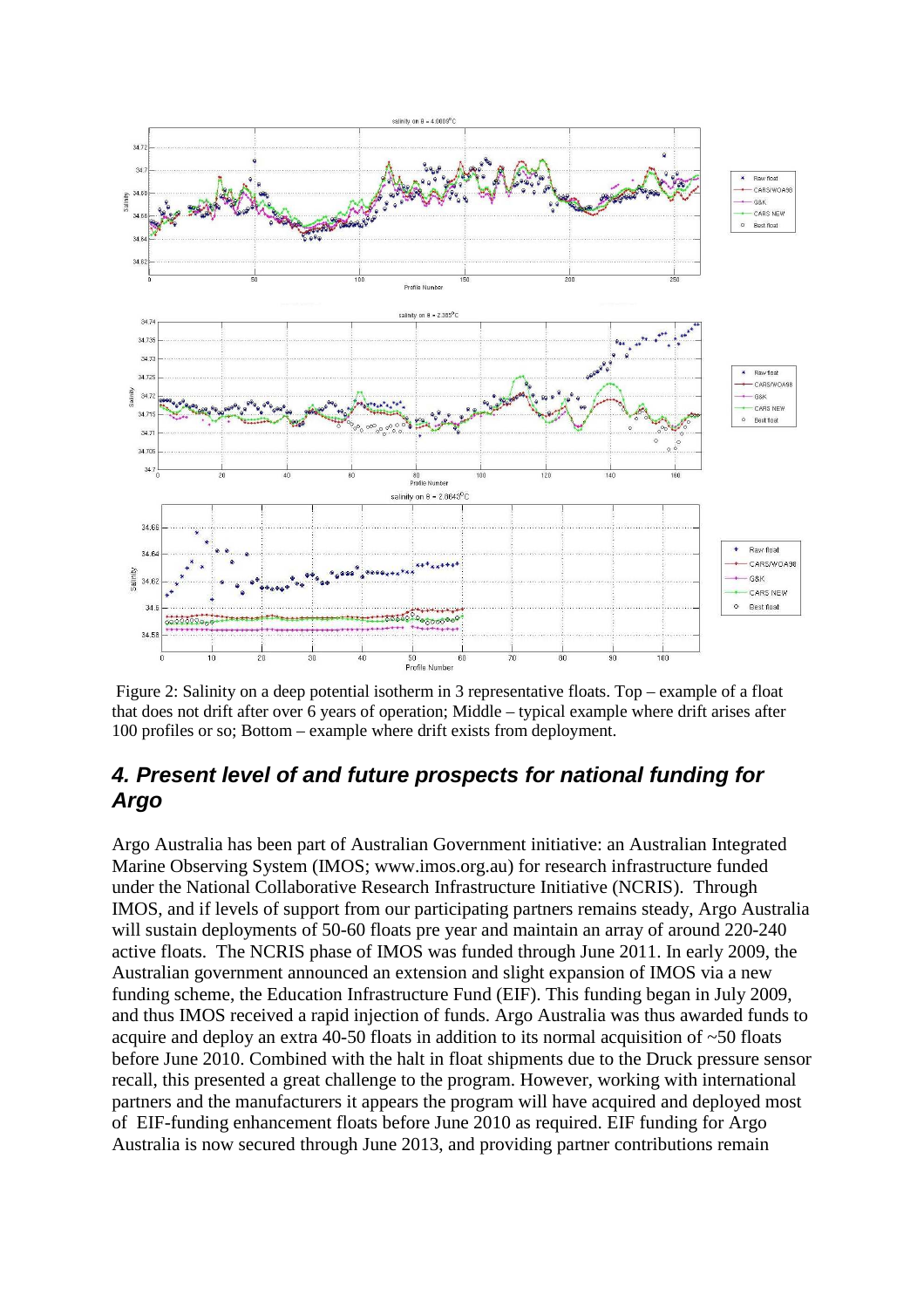Figure 2: Salinity on a deep potential isotherm in 3 representative floats. Top – example of a float that does not drift after over 6 years of operation; Middle – typical example where drift arises after 100 profiles or so; Bottom – example where drift exists from deployment.

## *4. Present level of and future prospects for national funding for Argo*

Argo Australia has been part of Australian Government initiative: an Australian Integrated Marine Observing System (IMOS; www.imos.org.au) for research infrastructure funded under the National Collaborative Research Infrastructure Initiative (NCRIS). Through IMOS, and if levels of support from our participating partners remains steady, Argo Australia will sustain deployments of 50-60 floats pre year and maintain an array of around 220-240 active floats. The NCRIS phase of IMOS was funded through June 2011. In early 2009, the Australian government announced an extension and slight expansion of IMOS via a new funding scheme, the Education Infrastructure Fund (EIF). This funding began in July 2009, and thus IMOS received a rapid injection of funds. Argo Australia was thus awarded funds to acquire and deploy an extra 40-50 floats in addition to its normal acquisition of ~50 floats before June 2010. Combined with the halt in float shipments due to the Druck pressure sensor recall, this presented a great challenge to the program. However, working with international partners and the manufacturers it appears the program will have acquired and deployed most of EIF-funding enhancement floats before June 2010 as required. EIF funding for Argo Australia is now secured through June 2013, and providing partner contributions remain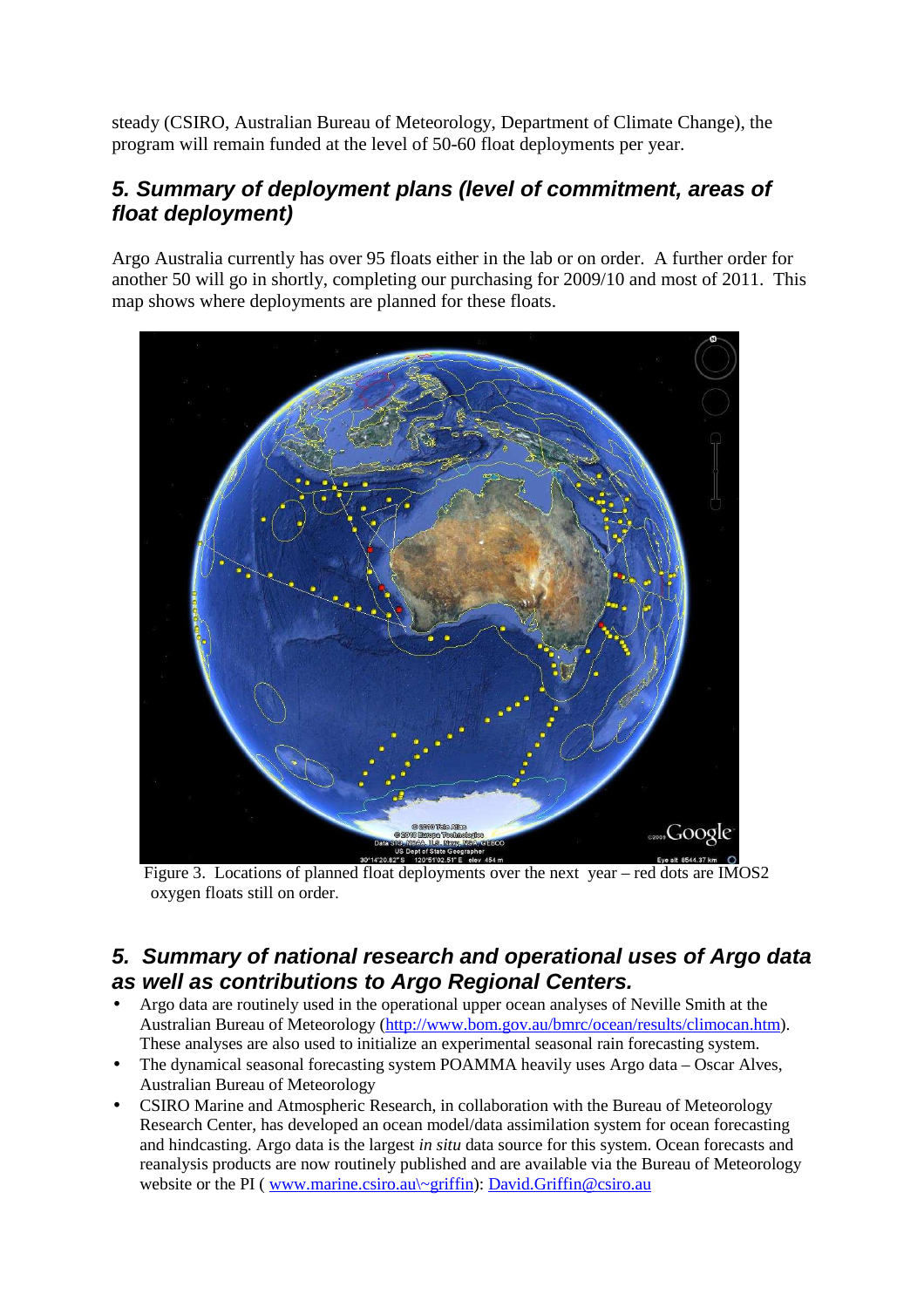steady (CSIRO, Australian Bureau of Meteorology, Department of Climate Change), the program will remain funded at the level of 50-60 float deployments per year.

## *5. Summary of deployment plans (level of commitment, areas of float deployment)*

Argo Australia currently has over 95 floats either in the lab or on order. A further order for another 50 will go in shortly, completing our purchasing for 2009/10 and most of 2011. This map shows where deployments are planned for these floats.

Figure 3. Locations of planned float deployments over the next year – red dots are IMOS2 oxygen floats still on order.

## *5. Summary of national research and operational uses of Argo data as well as contributions to Argo Regional Centers.*

- Argo data are routinely used in the operational upper ocean analyses of Neville Smith at the Australian Bureau of Meteorology (http://www.bom.gov.au/bmrc/ocean/results/climocan.htm). These analyses are also used to initialize an experimental seasonal rain forecasting system.
- The dynamical seasonal forecasting system POAMMA heavily uses Argo data – Oscar Alves, Australian Bureau of Meteorology
- CSIRO Marine and Atmospheric Research, in collaboration with the Bureau of Meteorology Research Center, has developed an ocean model/data assimilation system for ocean forecasting and hindcasting. Argo data is the largest *in situ* data source for this system. Ocean forecasts and reanalysis products are now routinely published and are available via the Bureau of Meteorology website or the PI ( www.marine.csiro.au\~griffin): David.Griffin@csiro.au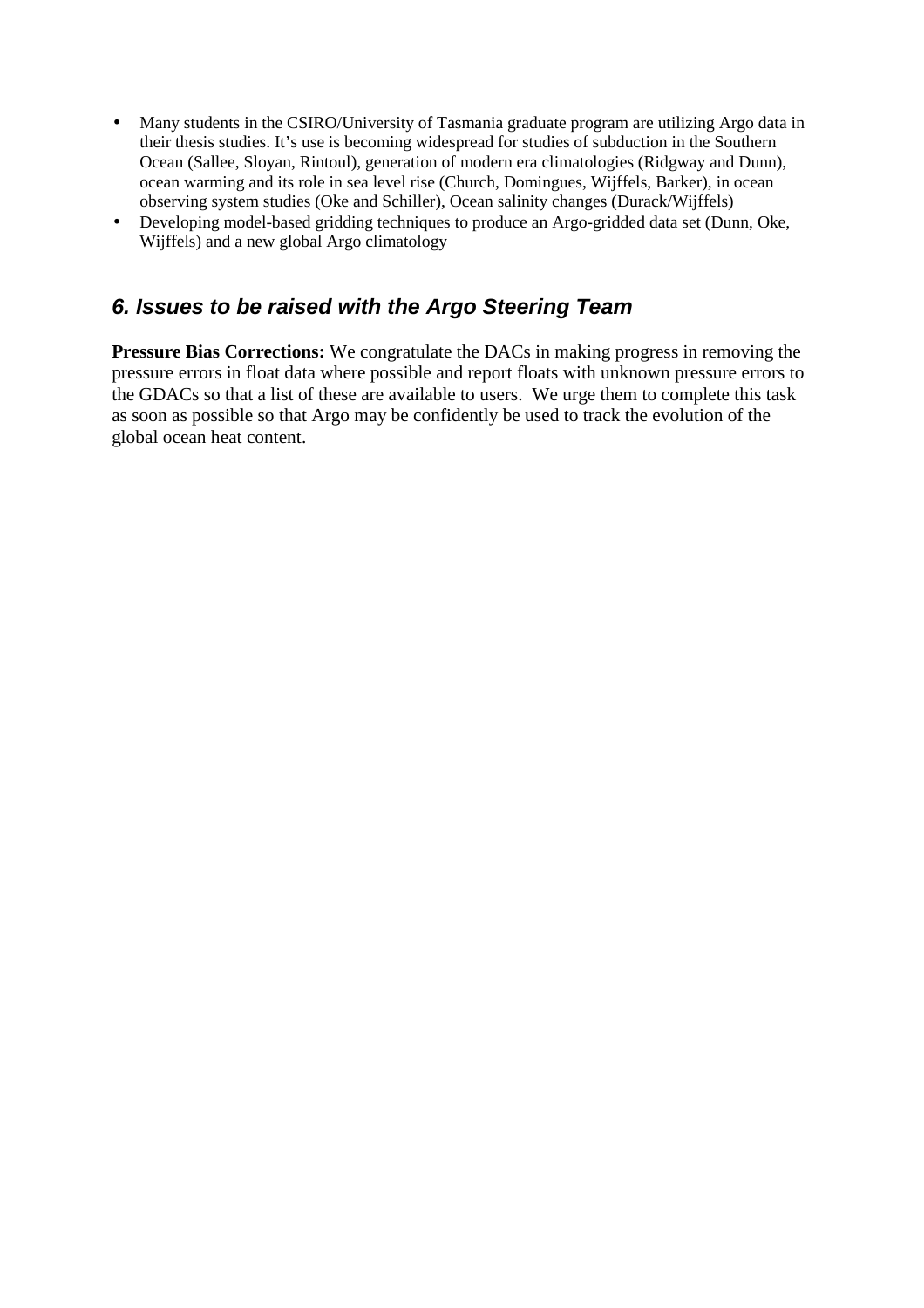- Many students in the CSIRO/University of Tasmania graduate program are utilizing Argo data in their thesis studies. It's use is becoming widespread for studies of subduction in the Southern Ocean (Sallee, Sloyan, Rintoul), generation of modern era climatologies (Ridgway and Dunn), ocean warming and its role in sea level rise (Church, Domingues, Wijffels, Barker), in ocean observing system studies (Oke and Schiller), Ocean salinity changes (Durack/Wijffels)
- Developing model-based gridding techniques to produce an Argo-gridded data set (Dunn, Oke, Wijffels) and a new global Argo climatology

## *6. Issues to be raised with the Argo Steering Team*

**Pressure Bias Corrections:** We congratulate the DACs in making progress in removing the pressure errors in float data where possible and report floats with unknown pressure errors to the GDACs so that a list of these are available to users. We urge them to complete this task as soon as possible so that Argo may be confidently be used to track the evolution of the global ocean heat content.